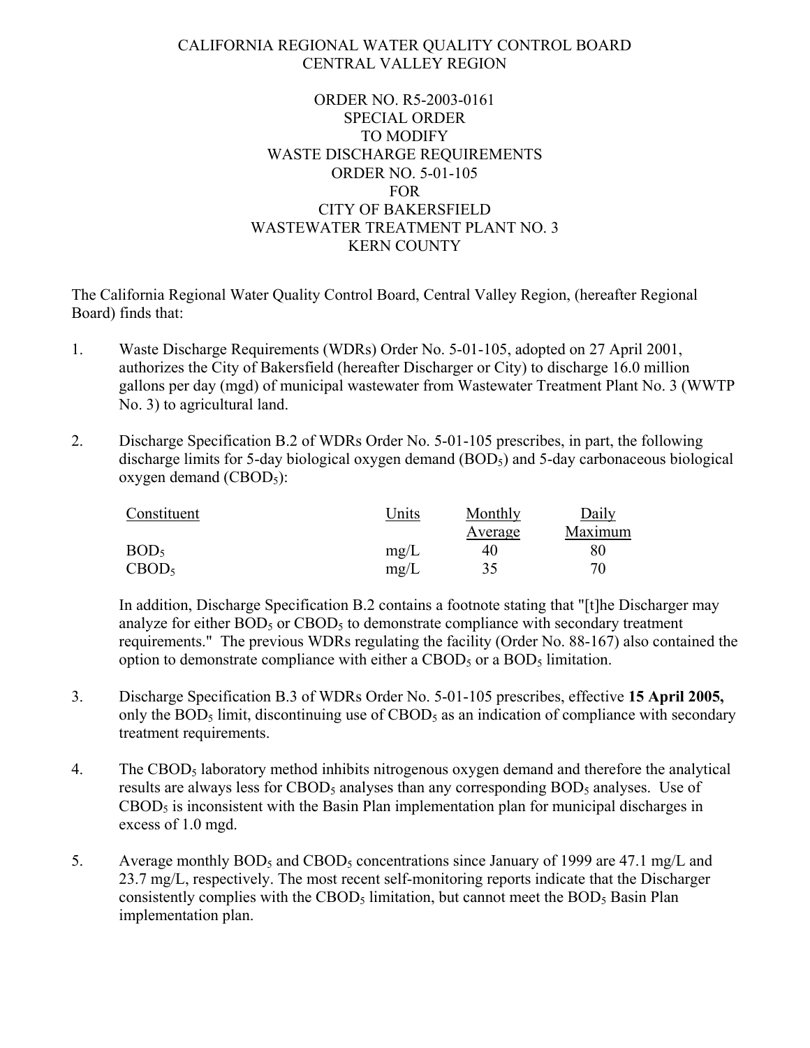# CALIFORNIA REGIONAL WATER QUALITY CONTROL BOARD
# CENTRAL VALLEY REGION

## ORDER NO. R5-2003-0161
## SPECIAL ORDER
## TO MODIFY
## WASTE DISCHARGE REQUIREMENTS
## ORDER NO. 5-01-105
## FOR
## CITY OF BAKERSFIELD
## WASTEWATER TREATMENT PLANT NO. 3
## KERN COUNTY

The California Regional Water Quality Control Board, Central Valley Region, (hereafter Regional Board) finds that:

1. Waste Discharge Requirements (WDRs) Order No. 5-01-105, adopted on 27 April 2001, authorizes the City of Bakersfield (hereafter Discharger or City) to discharge 16.0 million gallons per day (mgd) of municipal wastewater from Wastewater Treatment Plant No. 3 (WWTP No. 3) to agricultural land.

2. Discharge Specification B.2 of WDRs Order No. 5-01-105 prescribes, in part, the following discharge limits for 5-day biological oxygen demand ($BOD_5$) and 5-day carbonaceous biological oxygen demand ($CBOD_5$):

| Constituent | Units | Monthly Average | Daily Maximum |
|---|---|---|---|
| $BOD_5$ | mg/L | 40 | 80 |
| $CBOD_5$ | mg/L | 35 | 70 |

   In addition, Discharge Specification B.2 contains a footnote stating that "[t]he Discharger may analyze for either $BOD_5$ or $CBOD_5$ to demonstrate compliance with secondary treatment requirements." The previous WDRs regulating the facility (Order No. 88-167) also contained the option to demonstrate compliance with either a $CBOD_5$ or a $BOD_5$ limitation.

3. Discharge Specification B.3 of WDRs Order No. 5-01-105 prescribes, effective **15 April 2005,** only the $BOD_5$ limit, discontinuing use of $CBOD_5$ as an indication of compliance with secondary treatment requirements.

4. The $CBOD_5$ laboratory method inhibits nitrogenous oxygen demand and therefore the analytical results are always less for $CBOD_5$ analyses than any corresponding $BOD_5$ analyses. Use of $CBOD_5$ is inconsistent with the Basin Plan implementation plan for municipal discharges in excess of 1.0 mgd.

5. Average monthly $BOD_5$ and $CBOD_5$ concentrations since January of 1999 are 47.1 mg/L and 23.7 mg/L, respectively. The most recent self-monitoring reports indicate that the Discharger consistently complies with the $CBOD_5$ limitation, but cannot meet the $BOD_5$ Basin Plan implementation plan.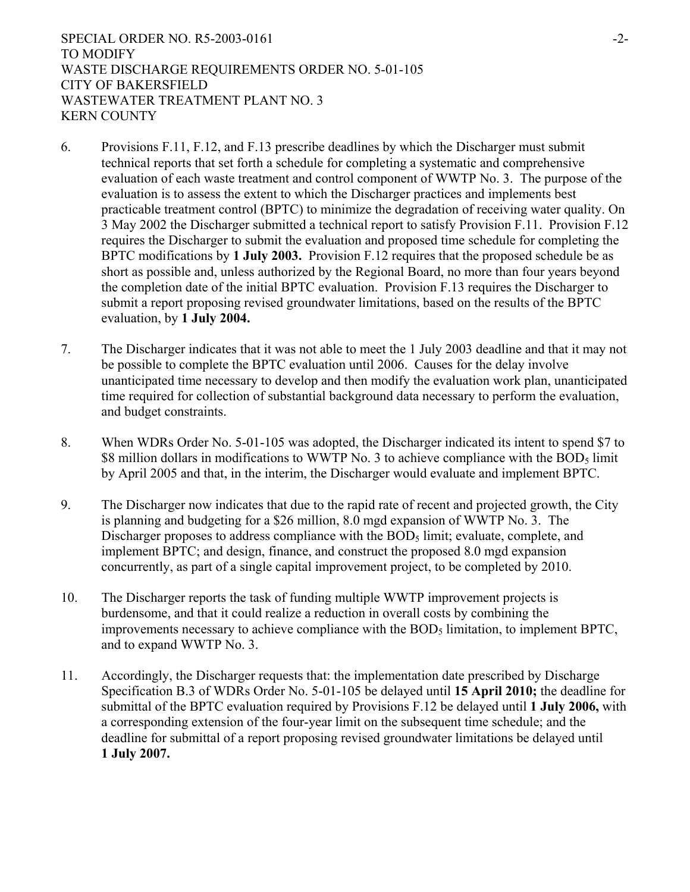6. Provisions F.11, F.12, and F.13 prescribe deadlines by which the Discharger must submit technical reports that set forth a schedule for completing a systematic and comprehensive evaluation of each waste treatment and control component of WWTP No. 3. The purpose of the evaluation is to assess the extent to which the Discharger practices and implements best practicable treatment control (BPTC) to minimize the degradation of receiving water quality. On 3 May 2002 the Discharger submitted a technical report to satisfy Provision F.11. Provision F.12 requires the Discharger to submit the evaluation and proposed time schedule for completing the BPTC modifications by **1 July 2003.** Provision F.12 requires that the proposed schedule be as short as possible and, unless authorized by the Regional Board, no more than four years beyond the completion date of the initial BPTC evaluation. Provision F.13 requires the Discharger to submit a report proposing revised groundwater limitations, based on the results of the BPTC evaluation, by **1 July 2004.**

7. The Discharger indicates that it was not able to meet the 1 July 2003 deadline and that it may not be possible to complete the BPTC evaluation until 2006. Causes for the delay involve unanticipated time necessary to develop and then modify the evaluation work plan, unanticipated time required for collection of substantial background data necessary to perform the evaluation, and budget constraints.

8. When WDRs Order No. 5-01-105 was adopted, the Discharger indicated its intent to spend \$7 to \$8 million dollars in modifications to WWTP No. 3 to achieve compliance with the $BOD_5$ limit by April 2005 and that, in the interim, the Discharger would evaluate and implement BPTC.

9. The Discharger now indicates that due to the rapid rate of recent and projected growth, the City is planning and budgeting for a \$26 million, 8.0 mgd expansion of WWTP No. 3. The Discharger proposes to address compliance with the $BOD_5$ limit; evaluate, complete, and implement BPTC; and design, finance, and construct the proposed 8.0 mgd expansion concurrently, as part of a single capital improvement project, to be completed by 2010.

10. The Discharger reports the task of funding multiple WWTP improvement projects is burdensome, and that it could realize a reduction in overall costs by combining the improvements necessary to achieve compliance with the $BOD_5$ limitation, to implement BPTC, and to expand WWTP No. 3.

11. Accordingly, the Discharger requests that: the implementation date prescribed by Discharge Specification B.3 of WDRs Order No. 5-01-105 be delayed until **15 April 2010;** the deadline for submittal of the BPTC evaluation required by Provisions F.12 be delayed until **1 July 2006,** with a corresponding extension of the four-year limit on the subsequent time schedule; and the deadline for submittal of a report proposing revised groundwater limitations be delayed until **1 July 2007.**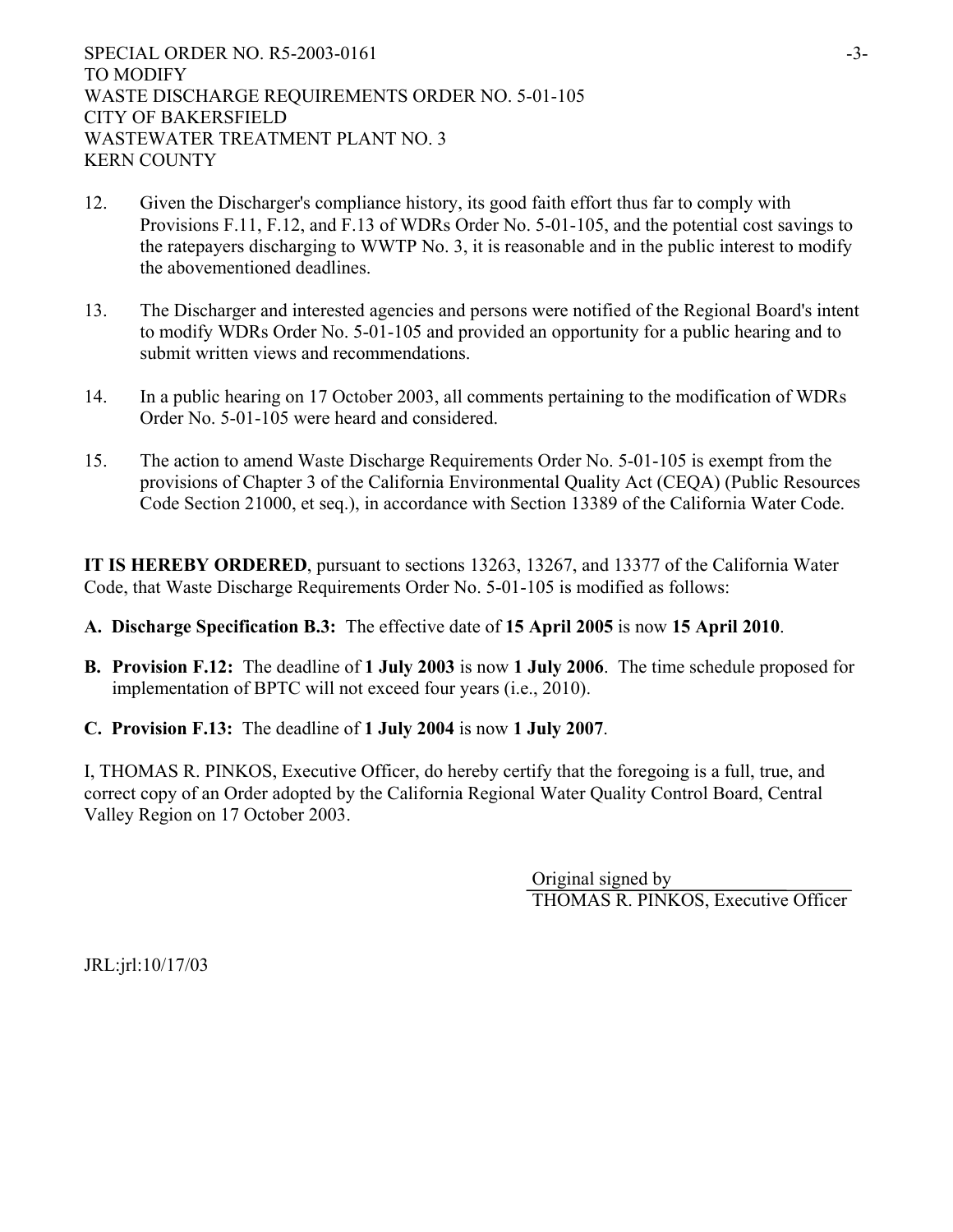12. Given the Discharger's compliance history, its good faith effort thus far to comply with Provisions F.11, F.12, and F.13 of WDRs Order No. 5-01-105, and the potential cost savings to the ratepayers discharging to WWTP No. 3, it is reasonable and in the public interest to modify the abovementioned deadlines.

13. The Discharger and interested agencies and persons were notified of the Regional Board's intent to modify WDRs Order No. 5-01-105 and provided an opportunity for a public hearing and to submit written views and recommendations.

14. In a public hearing on 17 October 2003, all comments pertaining to the modification of WDRs Order No. 5-01-105 were heard and considered.

15. The action to amend Waste Discharge Requirements Order No. 5-01-105 is exempt from the provisions of Chapter 3 of the California Environmental Quality Act (CEQA) (Public Resources Code Section 21000, et seq.), in accordance with Section 13389 of the California Water Code.

**IT IS HEREBY ORDERED**, pursuant to sections 13263, 13267, and 13377 of the California Water Code, that Waste Discharge Requirements Order No. 5-01-105 is modified as follows:

**A. Discharge Specification B.3:** The effective date of **15 April 2005** is now **15 April 2010**.

**B. Provision F.12:** The deadline of **1 July 2003** is now **1 July 2006**. The time schedule proposed for implementation of BPTC will not exceed four years (i.e., 2010).

**C. Provision F.13:** The deadline of **1 July 2004** is now **1 July 2007**.

I, THOMAS R. PINKOS, Executive Officer, do hereby certify that the foregoing is a full, true, and correct copy of an Order adopted by the California Regional Water Quality Control Board, Central Valley Region on 17 October 2003.

Original signed by
THOMAS R. PINKOS, Executive Officer

JRL:jrl:10/17/03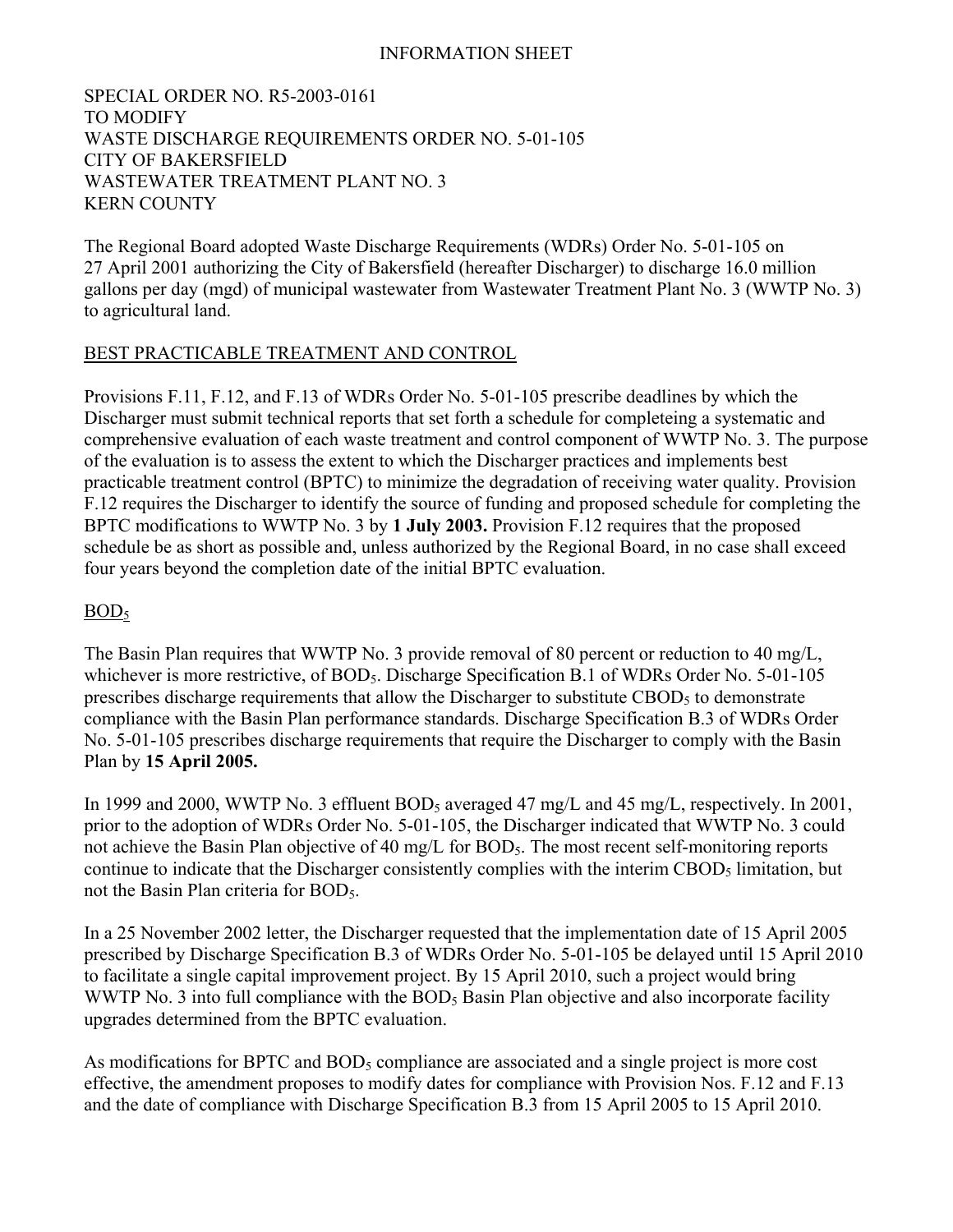INFORMATION SHEET

SPECIAL ORDER NO. R5-2003-0161
TO MODIFY
WASTE DISCHARGE REQUIREMENTS ORDER NO. 5-01-105
CITY OF BAKERSFIELD
WASTEWATER TREATMENT PLANT NO. 3
KERN COUNTY

The Regional Board adopted Waste Discharge Requirements (WDRs) Order No. 5-01-105 on 27 April 2001 authorizing the City of Bakersfield (hereafter Discharger) to discharge 16.0 million gallons per day (mgd) of municipal wastewater from Wastewater Treatment Plant No. 3 (WWTP No. 3) to agricultural land.

## BEST PRACTICABLE TREATMENT AND CONTROL

Provisions F.11, F.12, and F.13 of WDRs Order No. 5-01-105 prescribe deadlines by which the Discharger must submit technical reports that set forth a schedule for completeing a systematic and comprehensive evaluation of each waste treatment and control component of WWTP No. 3. The purpose of the evaluation is to assess the extent to which the Discharger practices and implements best practicable treatment control (BPTC) to minimize the degradation of receiving water quality. Provision F.12 requires the Discharger to identify the source of funding and proposed schedule for completing the BPTC modifications to WWTP No. 3 by **1 July 2003.** Provision F.12 requires that the proposed schedule be as short as possible and, unless authorized by the Regional Board, in no case shall exceed four years beyond the completion date of the initial BPTC evaluation.

## $BOD_5$

The Basin Plan requires that WWTP No. 3 provide removal of 80 percent or reduction to 40 mg/L, whichever is more restrictive, of $BOD_5$. Discharge Specification B.1 of WDRs Order No. 5-01-105 prescribes discharge requirements that allow the Discharger to substitute $CBOD_5$ to demonstrate compliance with the Basin Plan performance standards. Discharge Specification B.3 of WDRs Order No. 5-01-105 prescribes discharge requirements that require the Discharger to comply with the Basin Plan by **15 April 2005.**

In 1999 and 2000, WWTP No. 3 effluent $BOD_5$ averaged 47 mg/L and 45 mg/L, respectively. In 2001, prior to the adoption of WDRs Order No. 5-01-105, the Discharger indicated that WWTP No. 3 could not achieve the Basin Plan objective of 40 mg/L for $BOD_5$. The most recent self-monitoring reports continue to indicate that the Discharger consistently complies with the interim $CBOD_5$ limitation, but not the Basin Plan criteria for $BOD_5$.

In a 25 November 2002 letter, the Discharger requested that the implementation date of 15 April 2005 prescribed by Discharge Specification B.3 of WDRs Order No. 5-01-105 be delayed until 15 April 2010 to facilitate a single capital improvement project. By 15 April 2010, such a project would bring WWTP No. 3 into full compliance with the $BOD_5$ Basin Plan objective and also incorporate facility upgrades determined from the BPTC evaluation.

As modifications for BPTC and $BOD_5$ compliance are associated and a single project is more cost effective, the amendment proposes to modify dates for compliance with Provision Nos. F.12 and F.13 and the date of compliance with Discharge Specification B.3 from 15 April 2005 to 15 April 2010.